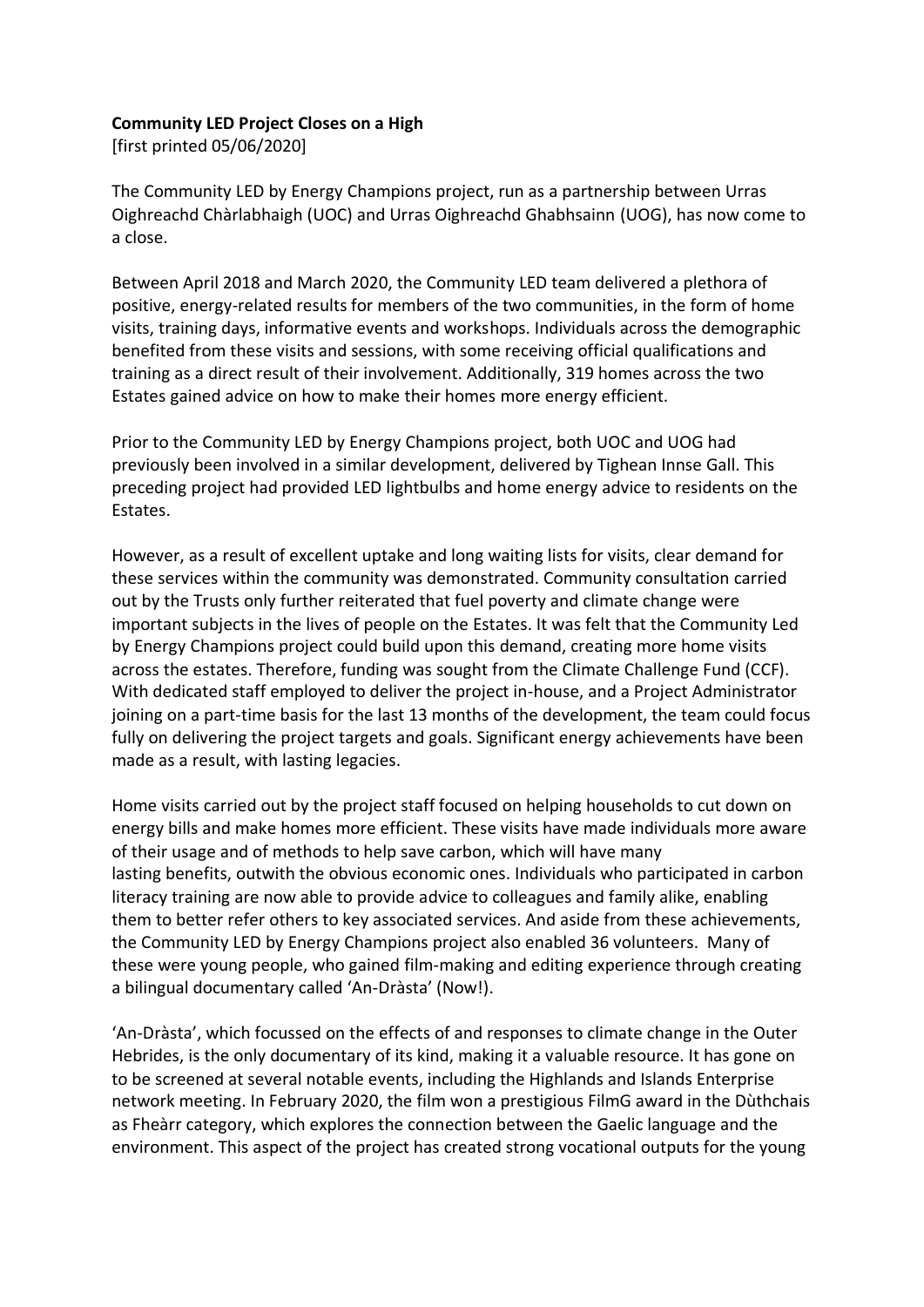**Community LED Project Closes on a High**
[first printed 05/06/2020]

The Community LED by Energy Champions project, run as a partnership between Urras Oighreachd Chàrlabhaigh (UOC) and Urras Oighreachd Ghabhsainn (UOG), has now come to a close.

Between April 2018 and March 2020, the Community LED team delivered a plethora of positive, energy-related results for members of the two communities, in the form of home visits, training days, informative events and workshops. Individuals across the demographic benefited from these visits and sessions, with some receiving official qualifications and training as a direct result of their involvement. Additionally, 319 homes across the two Estates gained advice on how to make their homes more energy efficient.

Prior to the Community LED by Energy Champions project, both UOC and UOG had previously been involved in a similar development, delivered by Tighean Innse Gall. This preceding project had provided LED lightbulbs and home energy advice to residents on the Estates.

However, as a result of excellent uptake and long waiting lists for visits, clear demand for these services within the community was demonstrated. Community consultation carried out by the Trusts only further reiterated that fuel poverty and climate change were important subjects in the lives of people on the Estates. It was felt that the Community Led by Energy Champions project could build upon this demand, creating more home visits across the estates. Therefore, funding was sought from the Climate Challenge Fund (CCF). With dedicated staff employed to deliver the project in-house, and a Project Administrator joining on a part-time basis for the last 13 months of the development, the team could focus fully on delivering the project targets and goals. Significant energy achievements have been made as a result, with lasting legacies.

Home visits carried out by the project staff focused on helping households to cut down on energy bills and make homes more efficient. These visits have made individuals more aware of their usage and of methods to help save carbon, which will have many lasting benefits, outwith the obvious economic ones. Individuals who participated in carbon literacy training are now able to provide advice to colleagues and family alike, enabling them to better refer others to key associated services. And aside from these achievements, the Community LED by Energy Champions project also enabled 36 volunteers. Many of these were young people, who gained film-making and editing experience through creating a bilingual documentary called 'An-Dràsta' (Now!).

'An-Dràsta', which focussed on the effects of and responses to climate change in the Outer Hebrides, is the only documentary of its kind, making it a valuable resource. It has gone on to be screened at several notable events, including the Highlands and Islands Enterprise network meeting. In February 2020, the film won a prestigious FilmG award in the Dùthchais as Fheàrr category, which explores the connection between the Gaelic language and the environment. This aspect of the project has created strong vocational outputs for the young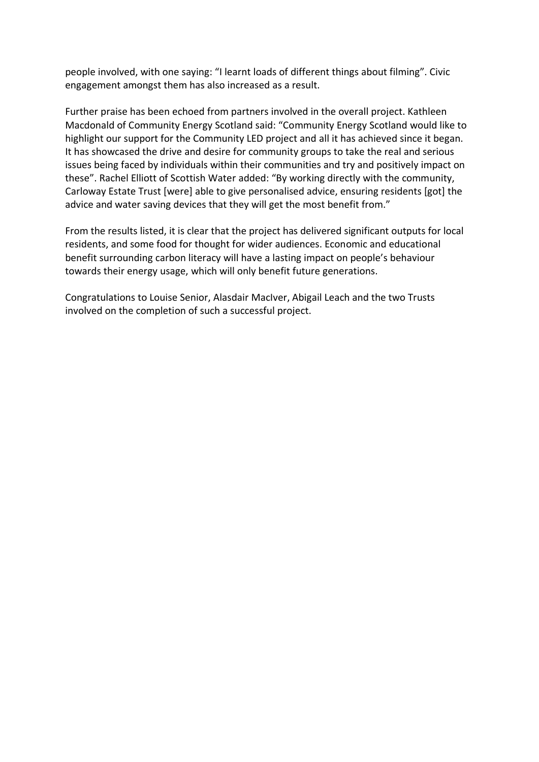people involved, with one saying: “I learnt loads of different things about filming”. Civic engagement amongst them has also increased as a result.

Further praise has been echoed from partners involved in the overall project. Kathleen Macdonald of Community Energy Scotland said: “Community Energy Scotland would like to highlight our support for the Community LED project and all it has achieved since it began. It has showcased the drive and desire for community groups to take the real and serious issues being faced by individuals within their communities and try and positively impact on these”. Rachel Elliott of Scottish Water added: “By working directly with the community, Carloway Estate Trust [were] able to give personalised advice, ensuring residents [got] the advice and water saving devices that they will get the most benefit from.”

From the results listed, it is clear that the project has delivered significant outputs for local residents, and some food for thought for wider audiences. Economic and educational benefit surrounding carbon literacy will have a lasting impact on people’s behaviour towards their energy usage, which will only benefit future generations.

Congratulations to Louise Senior, Alasdair MacIver, Abigail Leach and the two Trusts involved on the completion of such a successful project.